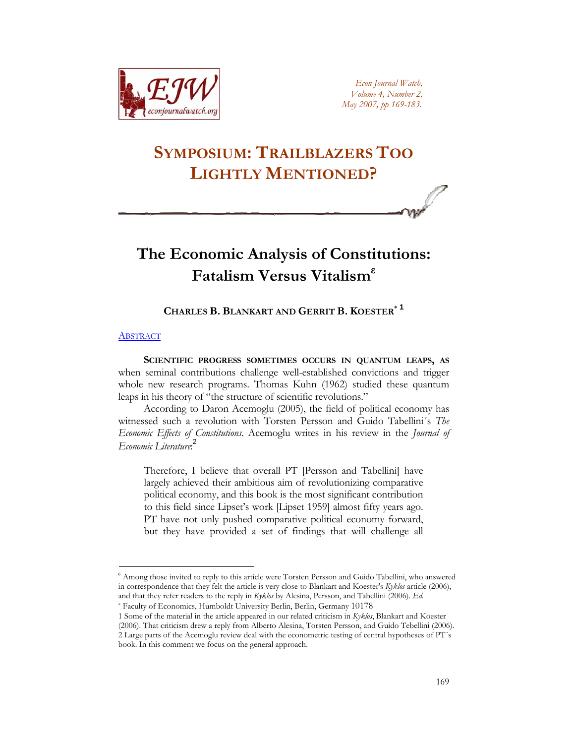# SYMPOSIUM: TRAILBLAZERS TOO LIGHTLY MENTIONED?

## The Economic Analysis of Constitutions: Fatalism Versus Vitalism[ε]

**CHARLES B. BLANKART AND GERRIT B. KOESTER**[*][1]

ABSTRACT

**SCIENTIFIC PROGRESS SOMETIMES OCCURS IN QUANTUM LEAPS,** AS when seminal contributions challenge well-established convictions and trigger whole new research programs. Thomas Kuhn (1962) studied these quantum leaps in his theory of "the structure of scientific revolutions."

According to Daron Acemoglu (2005), the field of political economy has witnessed such a revolution with Torsten Persson and Guido Tabellini´s *The Economic Effects of Constitutions*. Acemoglu writes in his review in the *Journal of Economic Literature*:[2]

> Therefore, I believe that overall PT [Persson and Tabellini] have largely achieved their ambitious aim of revolutionizing comparative political economy, and this book is the most significant contribution to this field since Lipset's work [Lipset 1959] almost fifty years ago. PT have not only pushed comparative political economy forward, but they have provided a set of findings that will challenge all

---

[ε] Among those invited to reply to this article were Torsten Persson and Guido Tabellini, who answered in correspondence that they felt the article is very close to Blankart and Koester's *Kyklos* article (2006), and that they refer readers to the reply in *Kyklos* by Alesina, Persson, and Tabellini (2006). *Ed.*

[*] Faculty of Economics, Humboldt University Berlin, Berlin, Germany 10178

1 Some of the material in the article appeared in our related criticism in *Kyklos*, Blankart and Koester (2006). That criticism drew a reply from Alberto Alesina, Torsten Persson, and Guido Tebellini (2006).

2 Large parts of the Acemoglu review deal with the econometric testing of central hypotheses of PT´s book. In this comment we focus on the general approach.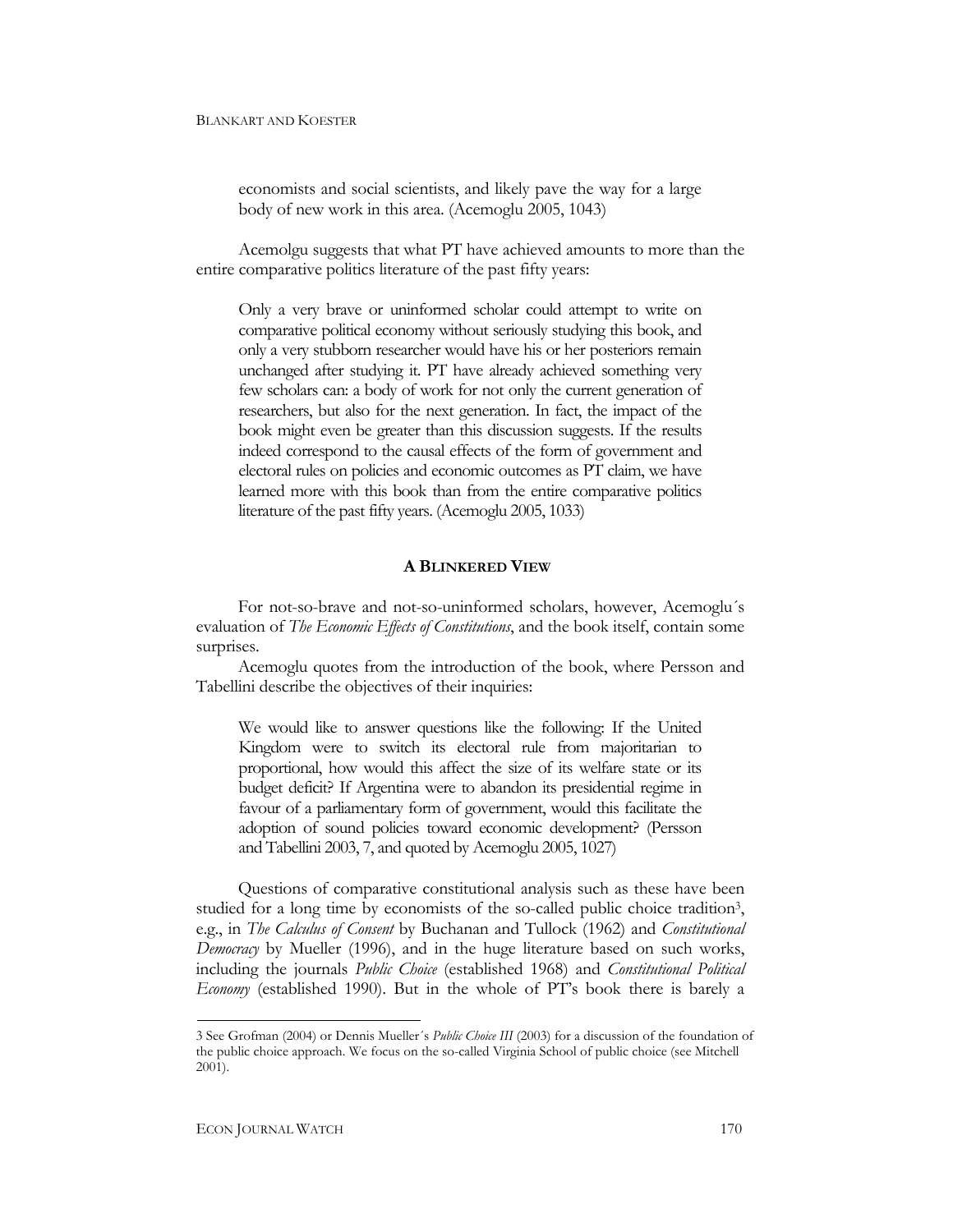> economists and social scientists, and likely pave the way for a large body of new work in this area. (Acemoglu 2005, 1043)

Acemolgu suggests that what PT have achieved amounts to more than the entire comparative politics literature of the past fifty years:

> Only a very brave or uninformed scholar could attempt to write on comparative political economy without seriously studying this book, and only a very stubborn researcher would have his or her posteriors remain unchanged after studying it. PT have already achieved something very few scholars can: a body of work for not only the current generation of researchers, but also for the next generation. In fact, the impact of the book might even be greater than this discussion suggests. If the results indeed correspond to the causal effects of the form of government and electoral rules on policies and economic outcomes as PT claim, we have learned more with this book than from the entire comparative politics literature of the past fifty years. (Acemoglu 2005, 1033)

## A Blinkered View

For not-so-brave and not-so-uninformed scholars, however, Acemoglu´s evaluation of *The Economic Effects of Constitutions*, and the book itself, contain some surprises.

Acemoglu quotes from the introduction of the book, where Persson and Tabellini describe the objectives of their inquiries:

> We would like to answer questions like the following: If the United Kingdom were to switch its electoral rule from majoritarian to proportional, how would this affect the size of its welfare state or its budget deficit? If Argentina were to abandon its presidential regime in favour of a parliamentary form of government, would this facilitate the adoption of sound policies toward economic development? (Persson and Tabellini 2003, 7, and quoted by Acemoglu 2005, 1027)

Questions of comparative constitutional analysis such as these have been studied for a long time by economists of the so-called public choice tradition[3], e.g., in *The Calculus of Consent* by Buchanan and Tullock (1962) and *Constitutional Democracy* by Mueller (1996), and in the huge literature based on such works, including the journals *Public Choice* (established 1968) and *Constitutional Political Economy* (established 1990). But in the whole of PT's book there is barely a

3 See Grofman (2004) or Dennis Mueller´s *Public Choice III* (2003) for a discussion of the foundation of the public choice approach. We focus on the so-called Virginia School of public choice (see Mitchell 2001).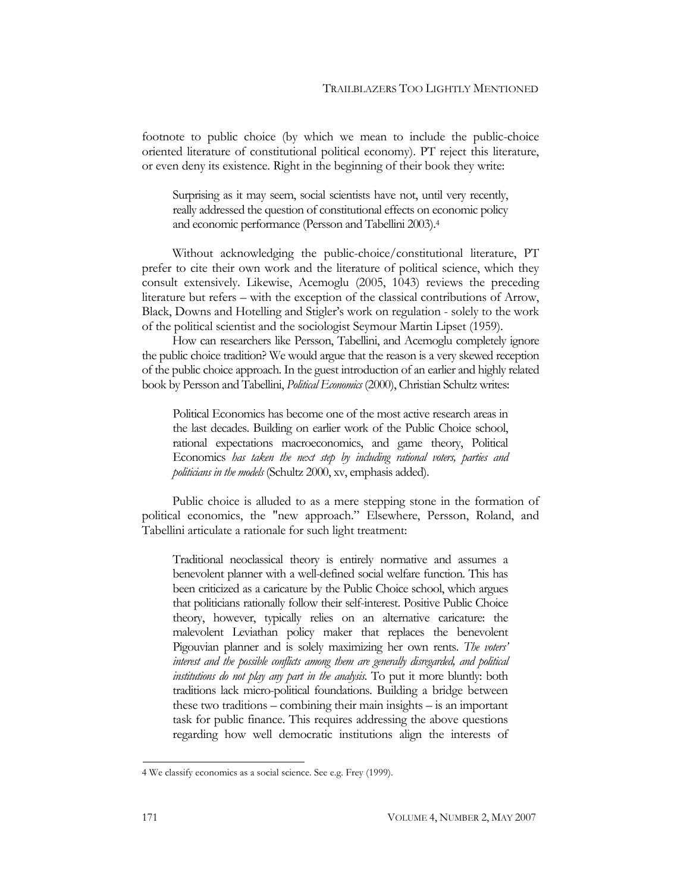footnote to public choice (by which we mean to include the public-choice oriented literature of constitutional political economy). PT reject this literature, or even deny its existence. Right in the beginning of their book they write:

> Surprising as it may seem, social scientists have not, until very recently, really addressed the question of constitutional effects on economic policy and economic performance (Persson and Tabellini 2003).[4]

Without acknowledging the public-choice/constitutional literature, PT prefer to cite their own work and the literature of political science, which they consult extensively. Likewise, Acemoglu (2005, 1043) reviews the preceding literature but refers – with the exception of the classical contributions of Arrow, Black, Downs and Hotelling and Stigler's work on regulation - solely to the work of the political scientist and the sociologist Seymour Martin Lipset (1959).

How can researchers like Persson, Tabellini, and Acemoglu completely ignore the public choice tradition? We would argue that the reason is a very skewed reception of the public choice approach. In the guest introduction of an earlier and highly related book by Persson and Tabellini, *Political Economics* (2000), Christian Schultz writes:

> Political Economics has become one of the most active research areas in the last decades. Building on earlier work of the Public Choice school, rational expectations macroeconomics, and game theory, Political Economics *has taken the next step by including rational voters, parties and politicians in the models* (Schultz 2000, xv, emphasis added).

Public choice is alluded to as a mere stepping stone in the formation of political economics, the "new approach." Elsewhere, Persson, Roland, and Tabellini articulate a rationale for such light treatment:

> Traditional neoclassical theory is entirely normative and assumes a benevolent planner with a well-defined social welfare function. This has been criticized as a caricature by the Public Choice school, which argues that politicians rationally follow their self-interest. Positive Public Choice theory, however, typically relies on an alternative caricature: the malevolent Leviathan policy maker that replaces the benevolent Pigouvian planner and is solely maximizing her own rents. *The voters' interest and the possible conflicts among them are generally disregarded, and political institutions do not play any part in the analysis*. To put it more bluntly: both traditions lack micro-political foundations. Building a bridge between these two traditions – combining their main insights – is an important task for public finance. This requires addressing the above questions regarding how well democratic institutions align the interests of

4 We classify economics as a social science. See e.g. Frey (1999).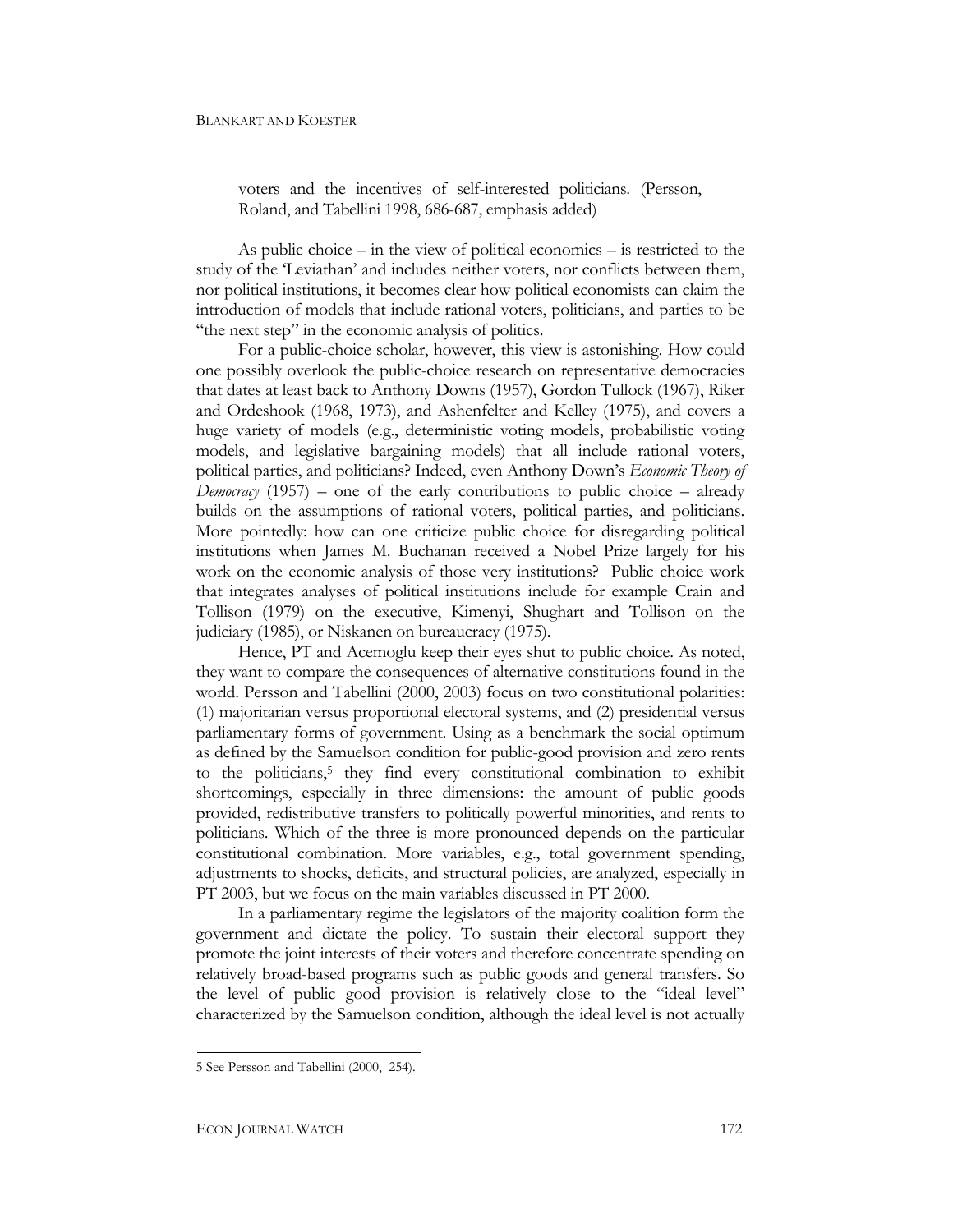> voters and the incentives of self-interested politicians. (Persson, Roland, and Tabellini 1998, 686-687, emphasis added)

As public choice – in the view of political economics – is restricted to the study of the 'Leviathan' and includes neither voters, nor conflicts between them, nor political institutions, it becomes clear how political economists can claim the introduction of models that include rational voters, politicians, and parties to be "the next step" in the economic analysis of politics.

For a public-choice scholar, however, this view is astonishing. How could one possibly overlook the public-choice research on representative democracies that dates at least back to Anthony Downs (1957), Gordon Tullock (1967), Riker and Ordeshook (1968, 1973), and Ashenfelter and Kelley (1975), and covers a huge variety of models (e.g., deterministic voting models, probabilistic voting models, and legislative bargaining models) that all include rational voters, political parties, and politicians? Indeed, even Anthony Down's *Economic Theory of Democracy* (1957) – one of the early contributions to public choice – already builds on the assumptions of rational voters, political parties, and politicians. More pointedly: how can one criticize public choice for disregarding political institutions when James M. Buchanan received a Nobel Prize largely for his work on the economic analysis of those very institutions? Public choice work that integrates analyses of political institutions include for example Crain and Tollison (1979) on the executive, Kimenyi, Shughart and Tollison on the judiciary (1985), or Niskanen on bureaucracy (1975).

Hence, PT and Acemoglu keep their eyes shut to public choice. As noted, they want to compare the consequences of alternative constitutions found in the world. Persson and Tabellini (2000, 2003) focus on two constitutional polarities: (1) majoritarian versus proportional electoral systems, and (2) presidential versus parliamentary forms of government. Using as a benchmark the social optimum as defined by the Samuelson condition for public-good provision and zero rents to the politicians,[5] they find every constitutional combination to exhibit shortcomings, especially in three dimensions: the amount of public goods provided, redistributive transfers to politically powerful minorities, and rents to politicians. Which of the three is more pronounced depends on the particular constitutional combination. More variables, e.g., total government spending, adjustments to shocks, deficits, and structural policies, are analyzed, especially in PT 2003, but we focus on the main variables discussed in PT 2000.

In a parliamentary regime the legislators of the majority coalition form the government and dictate the policy. To sustain their electoral support they promote the joint interests of their voters and therefore concentrate spending on relatively broad-based programs such as public goods and general transfers. So the level of public good provision is relatively close to the "ideal level" characterized by the Samuelson condition, although the ideal level is not actually

---

5 See Persson and Tabellini (2000, 254).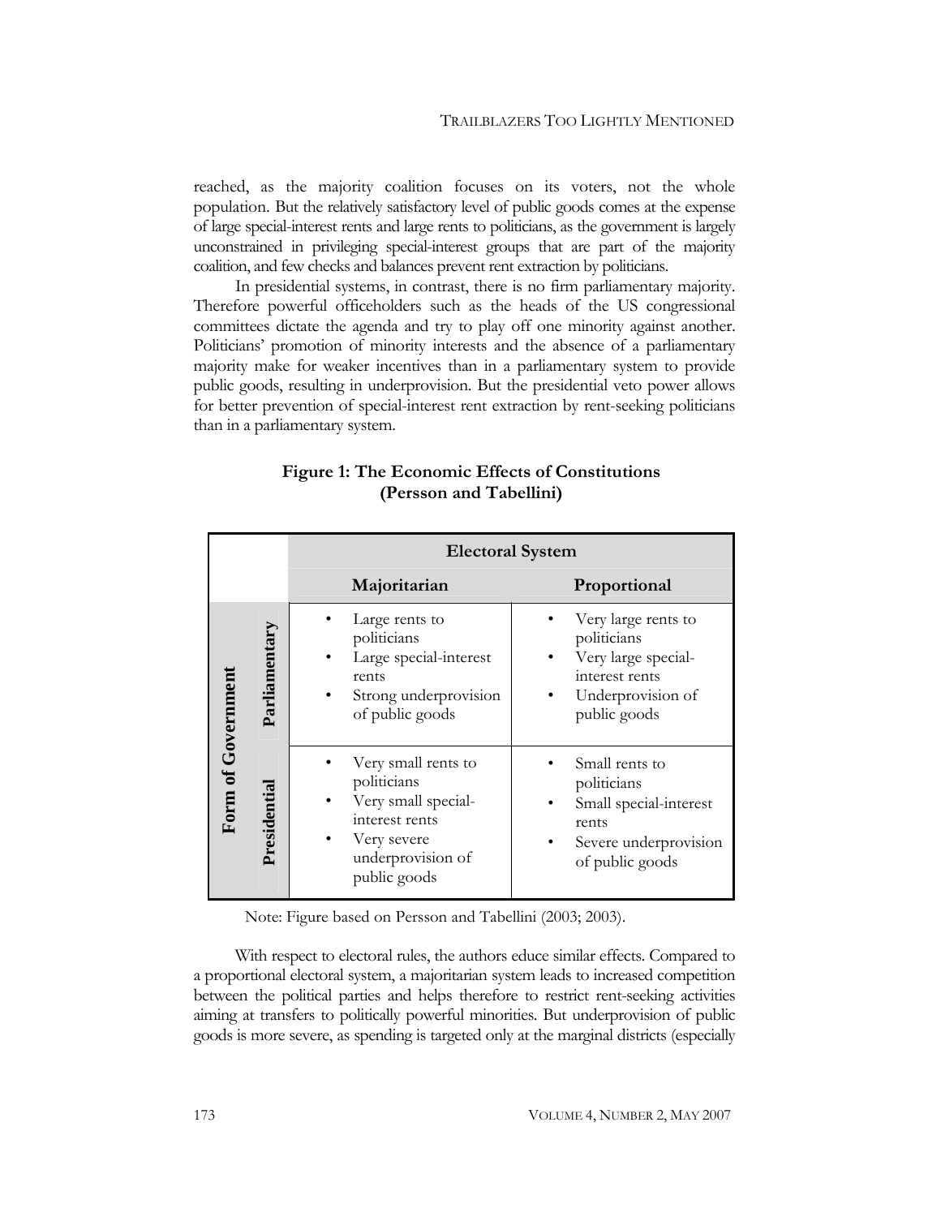reached, as the majority coalition focuses on its voters, not the whole population. But the relatively satisfactory level of public goods comes at the expense of large special-interest rents and large rents to politicians, as the government is largely unconstrained in privileging special-interest groups that are part of the majority coalition, and few checks and balances prevent rent extraction by politicians.

In presidential systems, in contrast, there is no firm parliamentary majority. Therefore powerful officeholders such as the heads of the US congressional committees dictate the agenda and try to play off one minority against another. Politicians' promotion of minority interests and the absence of a parliamentary majority make for weaker incentives than in a parliamentary system to provide public goods, resulting in underprovision. But the presidential veto power allows for better prevention of special-interest rent extraction by rent-seeking politicians than in a parliamentary system.

**Figure 1: The Economic Effects of Constitutions (Persson and Tabellini)**

| | | **Electoral System** | |
|---|---|---|---|
| | | **Majoritarian** | **Proportional** |
| **Form of Government** | **Parliamentary** | • Large rents to politicians<br>• Large special-interest rents<br>• Strong underprovision of public goods | • Very large rents to politicians<br>• Very large special-interest rents<br>• Underprovision of public goods |
| | **Presidential** | • Very small rents to politicians<br>• Very small special-interest rents<br>• Very severe underprovision of public goods | • Small rents to politicians<br>• Small special-interest rents<br>• Severe underprovision of public goods |

Note: Figure based on Persson and Tabellini (2003; 2003).

With respect to electoral rules, the authors educe similar effects. Compared to a proportional electoral system, a majoritarian system leads to increased competition between the political parties and helps therefore to restrict rent-seeking activities aiming at transfers to politically powerful minorities. But underprovision of public goods is more severe, as spending is targeted only at the marginal districts (especially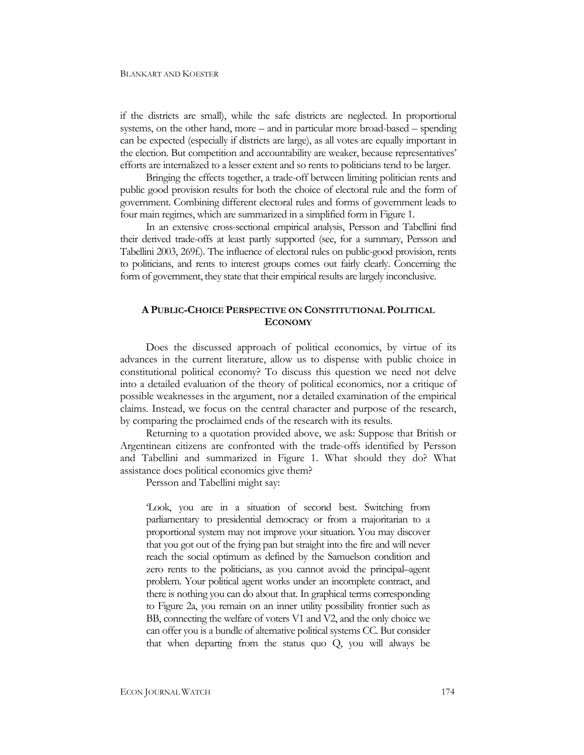if the districts are small), while the safe districts are neglected. In proportional systems, on the other hand, more – and in particular more broad-based – spending can be expected (especially if districts are large), as all votes are equally important in the election. But competition and accountability are weaker, because representatives' efforts are internalized to a lesser extent and so rents to politicians tend to be larger.

Bringing the effects together, a trade-off between limiting politician rents and public good provision results for both the choice of electoral rule and the form of government. Combining different electoral rules and forms of government leads to four main regimes, which are summarized in a simplified form in Figure 1.

In an extensive cross-sectional empirical analysis, Persson and Tabellini find their derived trade-offs at least partly supported (see, for a summary, Persson and Tabellini 2003, 269f.). The influence of electoral rules on public-good provision, rents to politicians, and rents to interest groups comes out fairly clearly. Concerning the form of government, they state that their empirical results are largely inconclusive.

## A Public-Choice Perspective on Constitutional Political Economy

Does the discussed approach of political economics, by virtue of its advances in the current literature, allow us to dispense with public choice in constitutional political economy? To discuss this question we need not delve into a detailed evaluation of the theory of political economics, nor a critique of possible weaknesses in the argument, nor a detailed examination of the empirical claims. Instead, we focus on the central character and purpose of the research, by comparing the proclaimed ends of the research with its results.

Returning to a quotation provided above, we ask: Suppose that British or Argentinean citizens are confronted with the trade-offs identified by Persson and Tabellini and summarized in Figure 1. What should they do? What assistance does political economics give them?

Persson and Tabellini might say:

> 'Look, you are in a situation of second best. Switching from parliamentary to presidential democracy or from a majoritarian to a proportional system may not improve your situation. You may discover that you got out of the frying pan but straight into the fire and will never reach the social optimum as defined by the Samuelson condition and zero rents to the politicians, as you cannot avoid the principal–agent problem. Your political agent works under an incomplete contract, and there is nothing you can do about that. In graphical terms corresponding to Figure 2a, you remain on an inner utility possibility frontier such as BB, connecting the welfare of voters V1 and V2, and the only choice we can offer you is a bundle of alternative political systems CC. But consider that when departing from the status quo Q, you will always be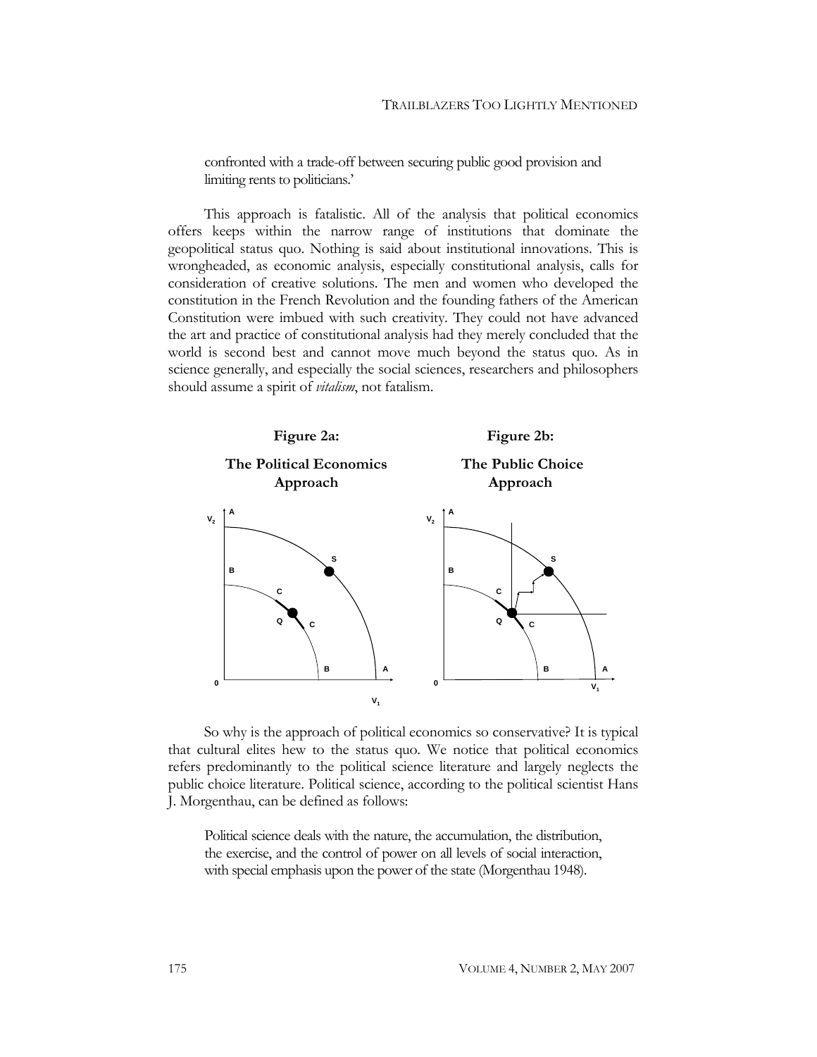confronted with a trade-off between securing public good provision and limiting rents to politicians.'

This approach is fatalistic. All of the analysis that political economics offers keeps within the narrow range of institutions that dominate the geopolitical status quo. Nothing is said about institutional innovations. This is wrongheaded, as economic analysis, especially constitutional analysis, calls for consideration of creative solutions. The men and women who developed the constitution in the French Revolution and the founding fathers of the American Constitution were imbued with such creativity. They could not have advanced the art and practice of constitutional analysis had they merely concluded that the world is second best and cannot move much beyond the status quo. As in science generally, and especially the social sciences, researchers and philosophers should assume a spirit of *vitalism*, not fatalism.

**Figure 2a: The Political Economics Approach**

**Figure 2b: The Public Choice Approach**

So why is the approach of political economics so conservative? It is typical that cultural elites hew to the status quo. We notice that political economics refers predominantly to the political science literature and largely neglects the public choice literature. Political science, according to the political scientist Hans J. Morgenthau, can be defined as follows:

> Political science deals with the nature, the accumulation, the distribution, the exercise, and the control of power on all levels of social interaction, with special emphasis upon the power of the state (Morgenthau 1948).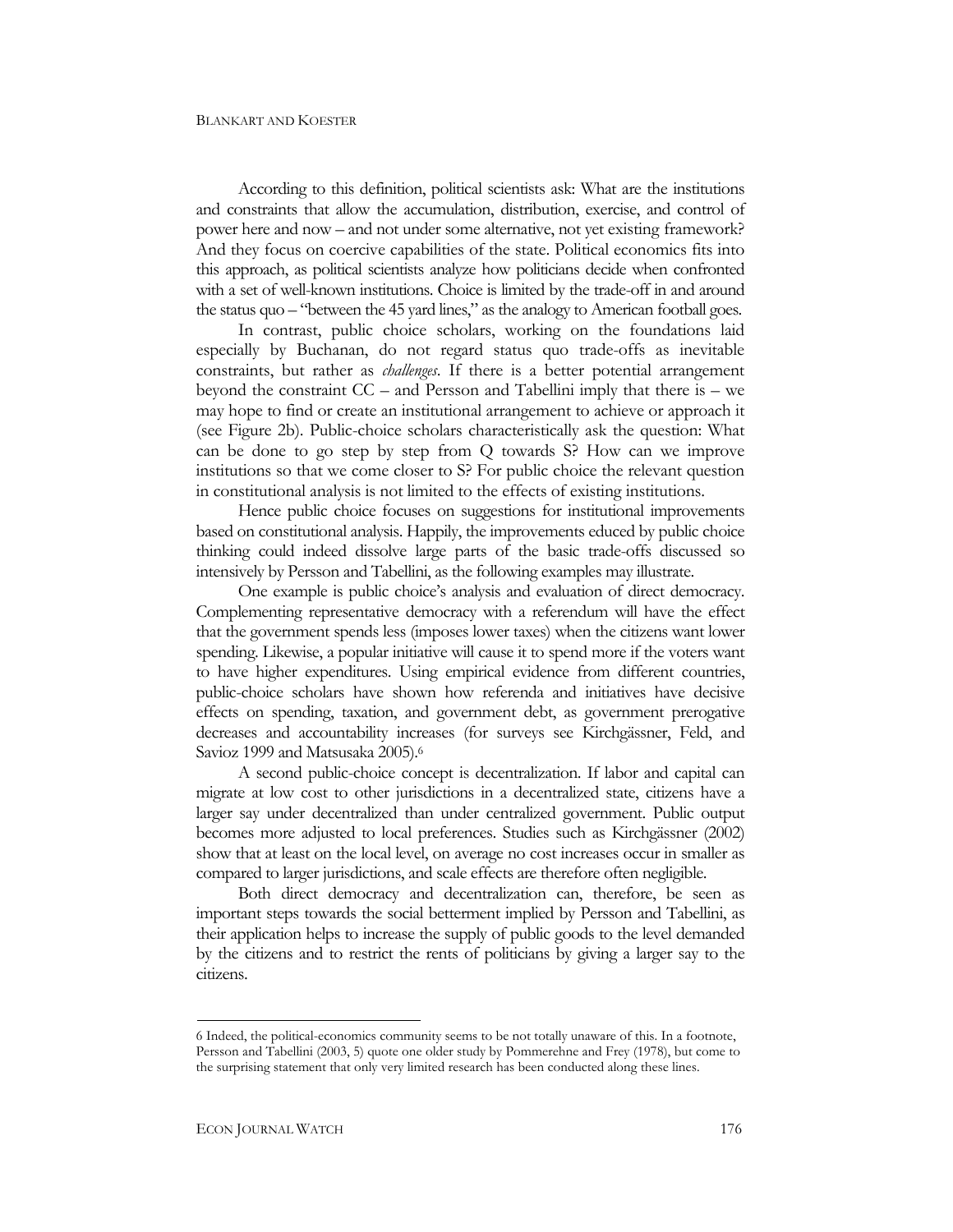According to this definition, political scientists ask: What are the institutions and constraints that allow the accumulation, distribution, exercise, and control of power here and now – and not under some alternative, not yet existing framework? And they focus on coercive capabilities of the state. Political economics fits into this approach, as political scientists analyze how politicians decide when confronted with a set of well-known institutions. Choice is limited by the trade-off in and around the status quo – "between the 45 yard lines," as the analogy to American football goes.

In contrast, public choice scholars, working on the foundations laid especially by Buchanan, do not regard status quo trade-offs as inevitable constraints, but rather as *challenges*. If there is a better potential arrangement beyond the constraint CC – and Persson and Tabellini imply that there is – we may hope to find or create an institutional arrangement to achieve or approach it (see Figure 2b). Public-choice scholars characteristically ask the question: What can be done to go step by step from Q towards S? How can we improve institutions so that we come closer to S? For public choice the relevant question in constitutional analysis is not limited to the effects of existing institutions.

Hence public choice focuses on suggestions for institutional improvements based on constitutional analysis. Happily, the improvements educed by public choice thinking could indeed dissolve large parts of the basic trade-offs discussed so intensively by Persson and Tabellini, as the following examples may illustrate.

One example is public choice's analysis and evaluation of direct democracy. Complementing representative democracy with a referendum will have the effect that the government spends less (imposes lower taxes) when the citizens want lower spending. Likewise, a popular initiative will cause it to spend more if the voters want to have higher expenditures. Using empirical evidence from different countries, public-choice scholars have shown how referenda and initiatives have decisive effects on spending, taxation, and government debt, as government prerogative decreases and accountability increases (for surveys see Kirchgässner, Feld, and Savioz 1999 and Matsusaka 2005).[6]

A second public-choice concept is decentralization. If labor and capital can migrate at low cost to other jurisdictions in a decentralized state, citizens have a larger say under decentralized than under centralized government. Public output becomes more adjusted to local preferences. Studies such as Kirchgässner (2002) show that at least on the local level, on average no cost increases occur in smaller as compared to larger jurisdictions, and scale effects are therefore often negligible.

Both direct democracy and decentralization can, therefore, be seen as important steps towards the social betterment implied by Persson and Tabellini, as their application helps to increase the supply of public goods to the level demanded by the citizens and to restrict the rents of politicians by giving a larger say to the citizens.

---

6 Indeed, the political-economics community seems to be not totally unaware of this. In a footnote, Persson and Tabellini (2003, 5) quote one older study by Pommerehne and Frey (1978), but come to the surprising statement that only very limited research has been conducted along these lines.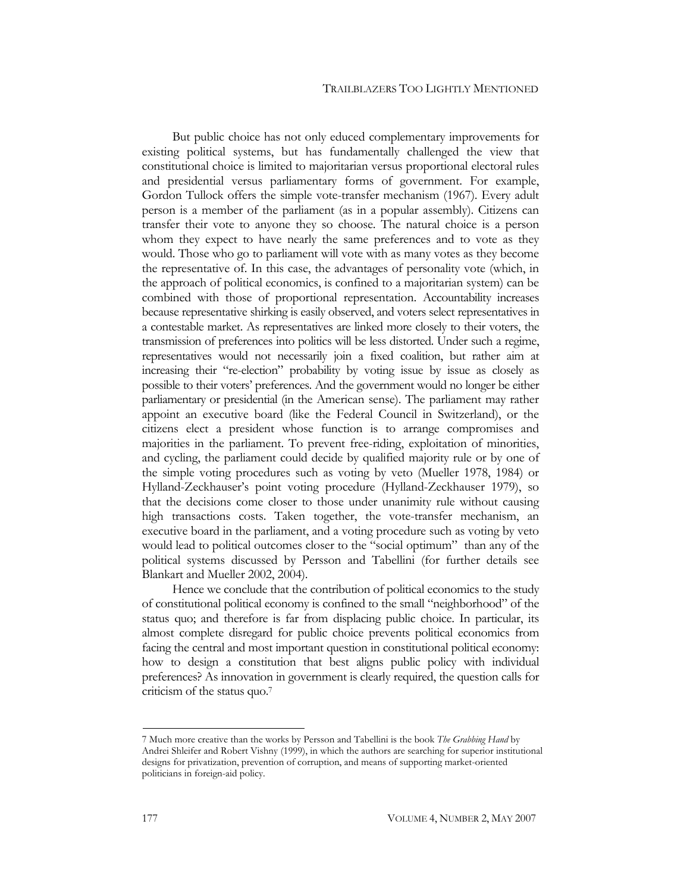But public choice has not only educed complementary improvements for existing political systems, but has fundamentally challenged the view that constitutional choice is limited to majoritarian versus proportional electoral rules and presidential versus parliamentary forms of government. For example, Gordon Tullock offers the simple vote-transfer mechanism (1967). Every adult person is a member of the parliament (as in a popular assembly). Citizens can transfer their vote to anyone they so choose. The natural choice is a person whom they expect to have nearly the same preferences and to vote as they would. Those who go to parliament will vote with as many votes as they become the representative of. In this case, the advantages of personality vote (which, in the approach of political economics, is confined to a majoritarian system) can be combined with those of proportional representation. Accountability increases because representative shirking is easily observed, and voters select representatives in a contestable market. As representatives are linked more closely to their voters, the transmission of preferences into politics will be less distorted. Under such a regime, representatives would not necessarily join a fixed coalition, but rather aim at increasing their "re-election" probability by voting issue by issue as closely as possible to their voters' preferences. And the government would no longer be either parliamentary or presidential (in the American sense). The parliament may rather appoint an executive board (like the Federal Council in Switzerland), or the citizens elect a president whose function is to arrange compromises and majorities in the parliament. To prevent free-riding, exploitation of minorities, and cycling, the parliament could decide by qualified majority rule or by one of the simple voting procedures such as voting by veto (Mueller 1978, 1984) or Hylland-Zeckhauser's point voting procedure (Hylland-Zeckhauser 1979), so that the decisions come closer to those under unanimity rule without causing high transactions costs. Taken together, the vote-transfer mechanism, an executive board in the parliament, and a voting procedure such as voting by veto would lead to political outcomes closer to the "social optimum" than any of the political systems discussed by Persson and Tabellini (for further details see Blankart and Mueller 2002, 2004).

Hence we conclude that the contribution of political economics to the study of constitutional political economy is confined to the small "neighborhood" of the status quo; and therefore is far from displacing public choice. In particular, its almost complete disregard for public choice prevents political economics from facing the central and most important question in constitutional political economy: how to design a constitution that best aligns public policy with individual preferences? As innovation in government is clearly required, the question calls for criticism of the status quo.[7]

---

[7] Much more creative than the works by Persson and Tabellini is the book *The Grabbing Hand* by Andrei Shleifer and Robert Vishny (1999), in which the authors are searching for superior institutional designs for privatization, prevention of corruption, and means of supporting market-oriented politicians in foreign-aid policy.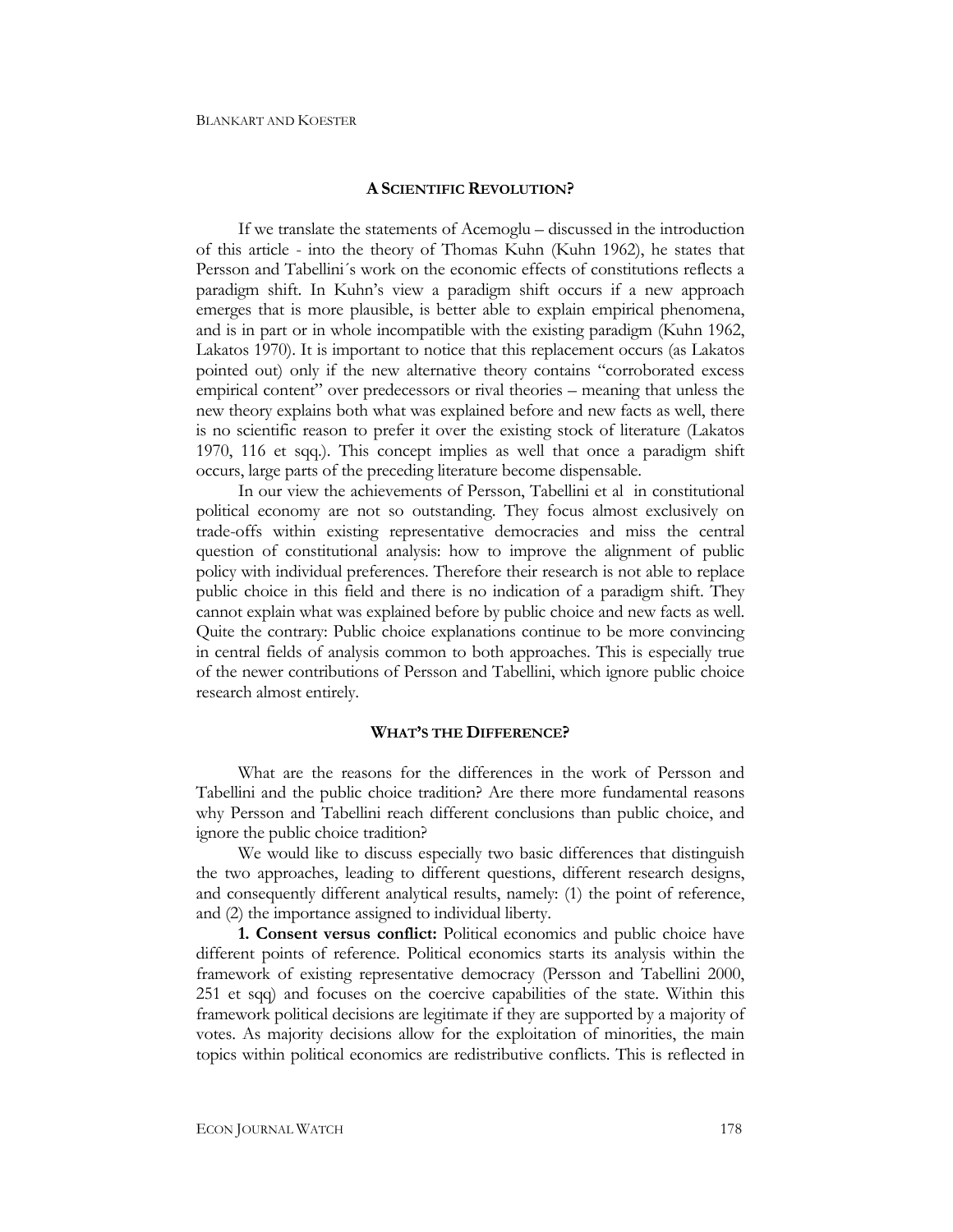## A Scientific Revolution?

If we translate the statements of Acemoglu – discussed in the introduction of this article - into the theory of Thomas Kuhn (Kuhn 1962), he states that Persson and Tabellini´s work on the economic effects of constitutions reflects a paradigm shift. In Kuhn's view a paradigm shift occurs if a new approach emerges that is more plausible, is better able to explain empirical phenomena, and is in part or in whole incompatible with the existing paradigm (Kuhn 1962, Lakatos 1970). It is important to notice that this replacement occurs (as Lakatos pointed out) only if the new alternative theory contains "corroborated excess empirical content" over predecessors or rival theories – meaning that unless the new theory explains both what was explained before and new facts as well, there is no scientific reason to prefer it over the existing stock of literature (Lakatos 1970, 116 et sqq.). This concept implies as well that once a paradigm shift occurs, large parts of the preceding literature become dispensable.

In our view the achievements of Persson, Tabellini et al in constitutional political economy are not so outstanding. They focus almost exclusively on trade-offs within existing representative democracies and miss the central question of constitutional analysis: how to improve the alignment of public policy with individual preferences. Therefore their research is not able to replace public choice in this field and there is no indication of a paradigm shift. They cannot explain what was explained before by public choice and new facts as well. Quite the contrary: Public choice explanations continue to be more convincing in central fields of analysis common to both approaches. This is especially true of the newer contributions of Persson and Tabellini, which ignore public choice research almost entirely.

## What's the Difference?

What are the reasons for the differences in the work of Persson and Tabellini and the public choice tradition? Are there more fundamental reasons why Persson and Tabellini reach different conclusions than public choice, and ignore the public choice tradition?

We would like to discuss especially two basic differences that distinguish the two approaches, leading to different questions, different research designs, and consequently different analytical results, namely: (1) the point of reference, and (2) the importance assigned to individual liberty.

**1. Consent versus conflict:** Political economics and public choice have different points of reference. Political economics starts its analysis within the framework of existing representative democracy (Persson and Tabellini 2000, 251 et sqq) and focuses on the coercive capabilities of the state. Within this framework political decisions are legitimate if they are supported by a majority of votes. As majority decisions allow for the exploitation of minorities, the main topics within political economics are redistributive conflicts. This is reflected in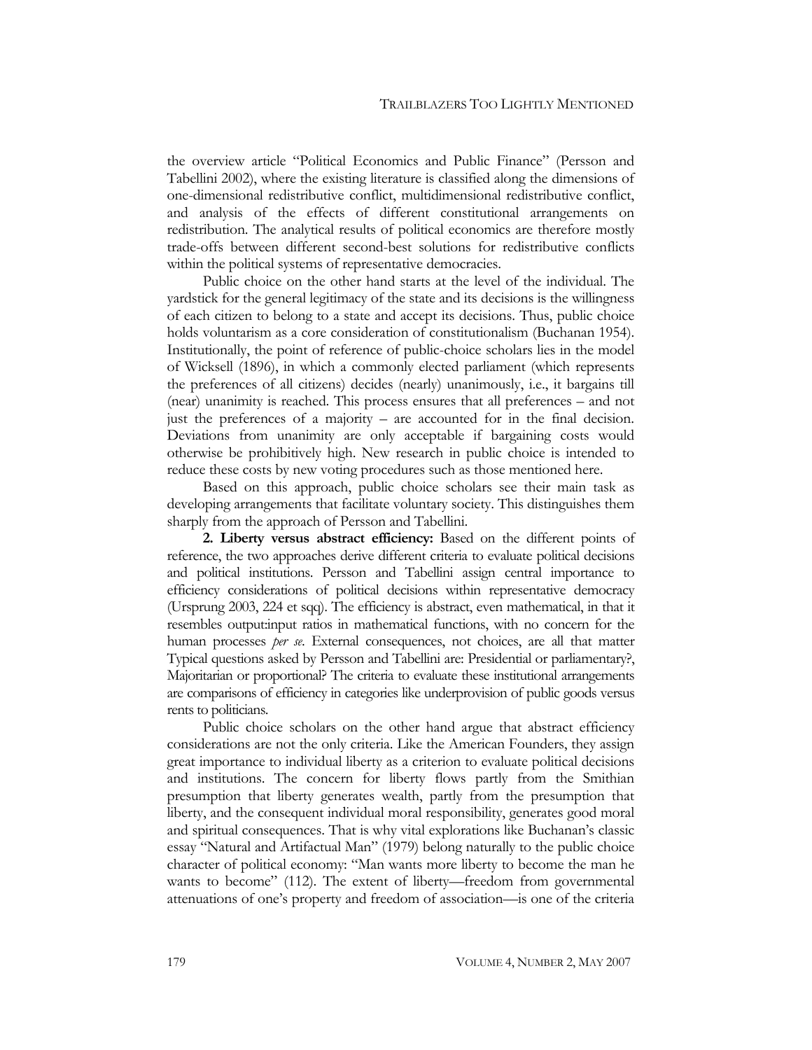the overview article "Political Economics and Public Finance" (Persson and Tabellini 2002), where the existing literature is classified along the dimensions of one-dimensional redistributive conflict, multidimensional redistributive conflict, and analysis of the effects of different constitutional arrangements on redistribution. The analytical results of political economics are therefore mostly trade-offs between different second-best solutions for redistributive conflicts within the political systems of representative democracies.

Public choice on the other hand starts at the level of the individual. The yardstick for the general legitimacy of the state and its decisions is the willingness of each citizen to belong to a state and accept its decisions. Thus, public choice holds voluntarism as a core consideration of constitutionalism (Buchanan 1954). Institutionally, the point of reference of public-choice scholars lies in the model of Wicksell (1896), in which a commonly elected parliament (which represents the preferences of all citizens) decides (nearly) unanimously, i.e., it bargains till (near) unanimity is reached. This process ensures that all preferences – and not just the preferences of a majority – are accounted for in the final decision. Deviations from unanimity are only acceptable if bargaining costs would otherwise be prohibitively high. New research in public choice is intended to reduce these costs by new voting procedures such as those mentioned here.

Based on this approach, public choice scholars see their main task as developing arrangements that facilitate voluntary society. This distinguishes them sharply from the approach of Persson and Tabellini.

**2. Liberty versus abstract efficiency:** Based on the different points of reference, the two approaches derive different criteria to evaluate political decisions and political institutions. Persson and Tabellini assign central importance to efficiency considerations of political decisions within representative democracy (Ursprung 2003, 224 et sqq). The efficiency is abstract, even mathematical, in that it resembles output:input ratios in mathematical functions, with no concern for the human processes *per se*. External consequences, not choices, are all that matter Typical questions asked by Persson and Tabellini are: Presidential or parliamentary?, Majoritarian or proportional? The criteria to evaluate these institutional arrangements are comparisons of efficiency in categories like underprovision of public goods versus rents to politicians.

Public choice scholars on the other hand argue that abstract efficiency considerations are not the only criteria. Like the American Founders, they assign great importance to individual liberty as a criterion to evaluate political decisions and institutions. The concern for liberty flows partly from the Smithian presumption that liberty generates wealth, partly from the presumption that liberty, and the consequent individual moral responsibility, generates good moral and spiritual consequences. That is why vital explorations like Buchanan's classic essay "Natural and Artifactual Man" (1979) belong naturally to the public choice character of political economy: "Man wants more liberty to become the man he wants to become" (112). The extent of liberty—freedom from governmental attenuations of one's property and freedom of association—is one of the criteria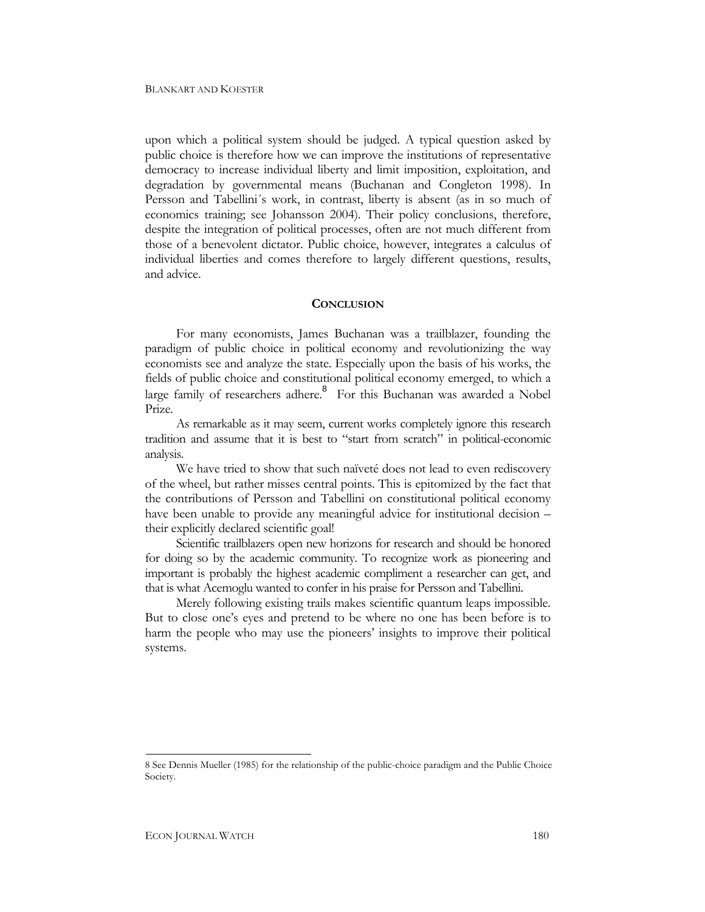upon which a political system should be judged. A typical question asked by public choice is therefore how we can improve the institutions of representative democracy to increase individual liberty and limit imposition, exploitation, and degradation by governmental means (Buchanan and Congleton 1998). In Persson and Tabellini´s work, in contrast, liberty is absent (as in so much of economics training; see Johansson 2004). Their policy conclusions, therefore, despite the integration of political processes, often are not much different from those of a benevolent dictator. Public choice, however, integrates a calculus of individual liberties and comes therefore to largely different questions, results, and advice.

## CONCLUSION

For many economists, James Buchanan was a trailblazer, founding the paradigm of public choice in political economy and revolutionizing the way economists see and analyze the state. Especially upon the basis of his works, the fields of public choice and constitutional political economy emerged, to which a large family of researchers adhere.[8] For this Buchanan was awarded a Nobel Prize.

As remarkable as it may seem, current works completely ignore this research tradition and assume that it is best to "start from scratch" in political-economic analysis.

We have tried to show that such naïveté does not lead to even rediscovery of the wheel, but rather misses central points. This is epitomized by the fact that the contributions of Persson and Tabellini on constitutional political economy have been unable to provide any meaningful advice for institutional decision – their explicitly declared scientific goal!

Scientific trailblazers open new horizons for research and should be honored for doing so by the academic community. To recognize work as pioneering and important is probably the highest academic compliment a researcher can get, and that is what Acemoglu wanted to confer in his praise for Persson and Tabellini.

Merely following existing trails makes scientific quantum leaps impossible. But to close one's eyes and pretend to be where no one has been before is to harm the people who may use the pioneers' insights to improve their political systems.

---

8 See Dennis Mueller (1985) for the relationship of the public-choice paradigm and the Public Choice Society.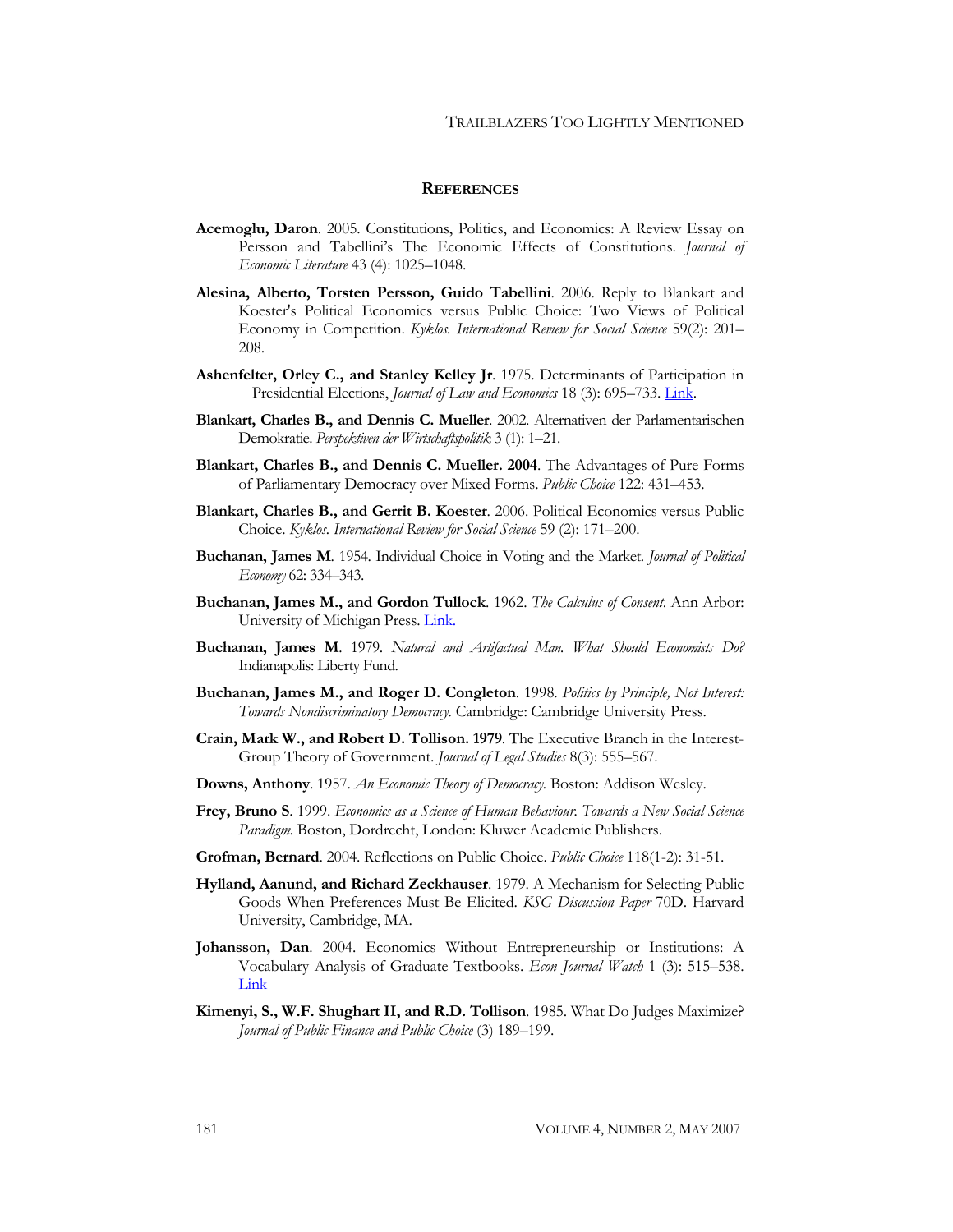## References

**Acemoglu, Daron**. 2005. Constitutions, Politics, and Economics: A Review Essay on Persson and Tabellini's The Economic Effects of Constitutions. *Journal of Economic Literature* 43 (4): 1025–1048.

**Alesina, Alberto, Torsten Persson, Guido Tabellini**. 2006. Reply to Blankart and Koester's Political Economics versus Public Choice: Two Views of Political Economy in Competition. *Kyklos. International Review for Social Science* 59(2): 201–208.

**Ashenfelter, Orley C., and Stanley Kelley Jr**. 1975. Determinants of Participation in Presidential Elections, *Journal of Law and Economics* 18 (3): 695–733. Link.

**Blankart, Charles B., and Dennis C. Mueller**. 2002. Alternativen der Parlamentarischen Demokratie. *Perspektiven der Wirtschaftspolitik* 3 (1): 1–21.

**Blankart, Charles B., and Dennis C. Mueller. 2004**. The Advantages of Pure Forms of Parliamentary Democracy over Mixed Forms. *Public Choice* 122: 431–453.

**Blankart, Charles B., and Gerrit B. Koester**. 2006. Political Economics versus Public Choice. *Kyklos. International Review for Social Science* 59 (2): 171–200.

**Buchanan, James M**. 1954. Individual Choice in Voting and the Market. *Journal of Political Economy* 62: 334–343.

**Buchanan, James M., and Gordon Tullock**. 1962. *The Calculus of Consent*. Ann Arbor: University of Michigan Press. Link.

**Buchanan, James M**. 1979. *Natural and Artifactual Man. What Should Economists Do?* Indianapolis: Liberty Fund.

**Buchanan, James M., and Roger D. Congleton**. 1998. *Politics by Principle, Not Interest: Towards Nondiscriminatory Democracy.* Cambridge: Cambridge University Press.

**Crain, Mark W., and Robert D. Tollison. 1979**. The Executive Branch in the Interest-Group Theory of Government. *Journal of Legal Studies* 8(3): 555–567.

**Downs, Anthony**. 1957. *An Economic Theory of Democracy.* Boston: Addison Wesley.

**Frey, Bruno S**. 1999. *Economics as a Science of Human Behaviour. Towards a New Social Science Paradigm.* Boston, Dordrecht, London: Kluwer Academic Publishers.

**Grofman, Bernard**. 2004. Reflections on Public Choice. *Public Choice* 118(1-2): 31-51.

**Hylland, Aanund, and Richard Zeckhauser**. 1979. A Mechanism for Selecting Public Goods When Preferences Must Be Elicited. *KSG Discussion Paper* 70D. Harvard University, Cambridge, MA.

**Johansson, Dan**. 2004. Economics Without Entrepreneurship or Institutions: A Vocabulary Analysis of Graduate Textbooks. *Econ Journal Watch* 1 (3): 515–538. Link

**Kimenyi, S., W.F. Shughart II, and R.D. Tollison**. 1985. What Do Judges Maximize? *Journal of Public Finance and Public Choice* (3) 189–199.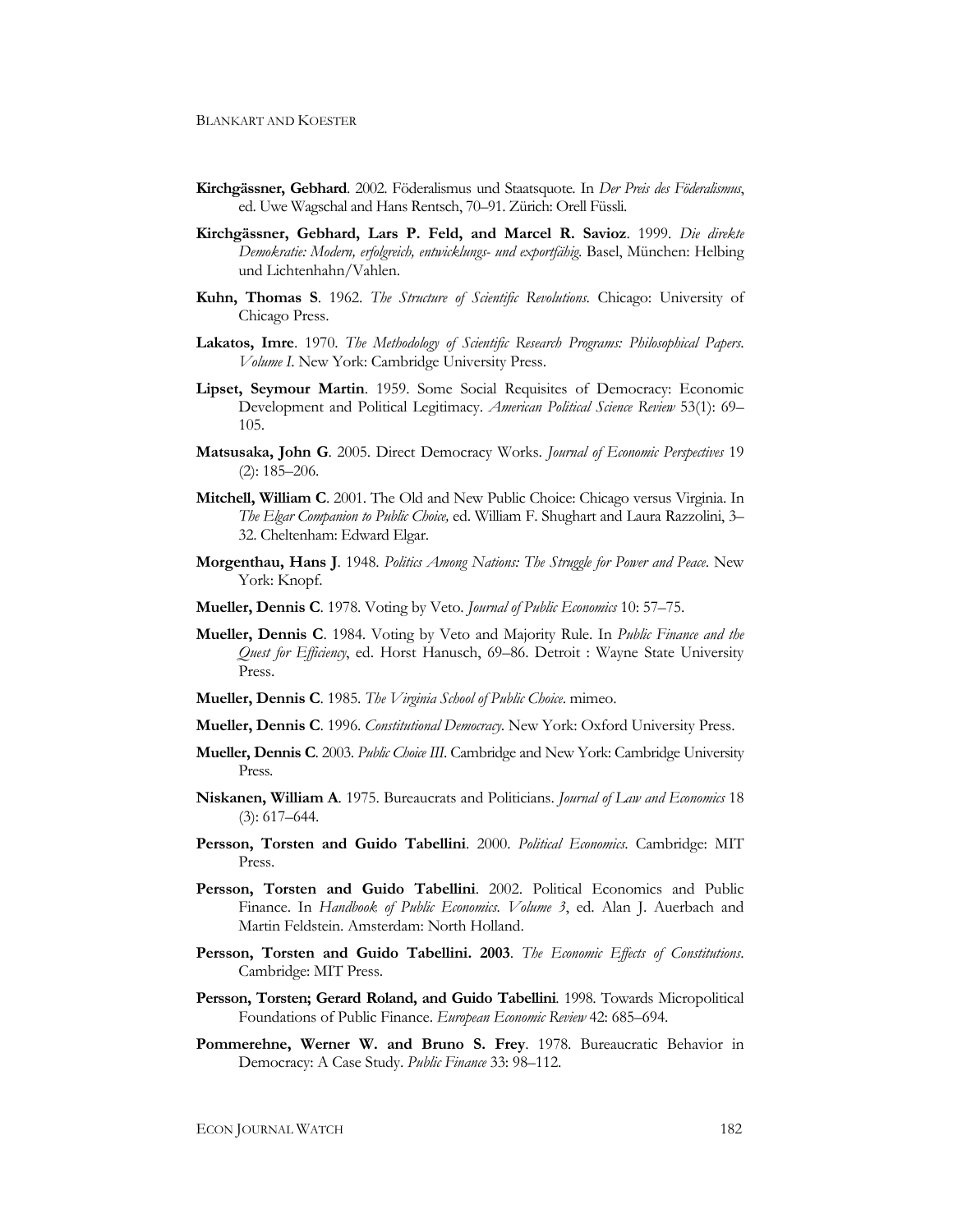**Kirchgässner, Gebhard**. 2002. Föderalismus und Staatsquote. In *Der Preis des Föderalismus*, ed. Uwe Wagschal and Hans Rentsch, 70–91. Zürich: Orell Füssli.

**Kirchgässner, Gebhard, Lars P. Feld, and Marcel R. Savioz**. 1999. *Die direkte Demokratie: Modern, erfolgreich, entwicklungs- und exportfähig*. Basel, München: Helbing und Lichtenhahn/Vahlen.

**Kuhn, Thomas S**. 1962. *The Structure of Scientific Revolutions*. Chicago: University of Chicago Press.

**Lakatos, Imre**. 1970. *The Methodology of Scientific Research Programs: Philosophical Papers. Volume I*. New York: Cambridge University Press.

**Lipset, Seymour Martin**. 1959. Some Social Requisites of Democracy: Economic Development and Political Legitimacy. *American Political Science Review* 53(1): 69–105.

**Matsusaka, John G**. 2005. Direct Democracy Works. *Journal of Economic Perspectives* 19 (2): 185–206.

**Mitchell, William C**. 2001. The Old and New Public Choice: Chicago versus Virginia. In *The Elgar Companion to Public Choice,* ed. William F. Shughart and Laura Razzolini, 3–32. Cheltenham: Edward Elgar.

**Morgenthau, Hans J**. 1948. *Politics Among Nations: The Struggle for Power and Peace*. New York: Knopf.

**Mueller, Dennis C**. 1978. Voting by Veto. *Journal of Public Economics* 10: 57–75.

**Mueller, Dennis C**. 1984. Voting by Veto and Majority Rule. In *Public Finance and the Quest for Efficiency*, ed. Horst Hanusch, 69–86. Detroit : Wayne State University Press.

**Mueller, Dennis C**. 1985. *The Virginia School of Public Choice*. mimeo.

**Mueller, Dennis C**. 1996. *Constitutional Democracy*. New York: Oxford University Press.

**Mueller, Dennis C**. 2003. *Public Choice III*. Cambridge and New York: Cambridge University Press.

**Niskanen, William A**. 1975. Bureaucrats and Politicians. *Journal of Law and Economics* 18 (3): 617–644.

**Persson, Torsten and Guido Tabellini**. 2000. *Political Economics*. Cambridge: MIT Press.

**Persson, Torsten and Guido Tabellini**. 2002. Political Economics and Public Finance. In *Handbook of Public Economics. Volume 3*, ed. Alan J. Auerbach and Martin Feldstein. Amsterdam: North Holland.

**Persson, Torsten and Guido Tabellini. 2003**. *The Economic Effects of Constitutions*. Cambridge: MIT Press.

**Persson, Torsten; Gerard Roland, and Guido Tabellini**. 1998. Towards Micropolitical Foundations of Public Finance. *European Economic Review* 42: 685–694.

**Pommerehne, Werner W. and Bruno S. Frey**. 1978. Bureaucratic Behavior in Democracy: A Case Study. *Public Finance* 33: 98–112.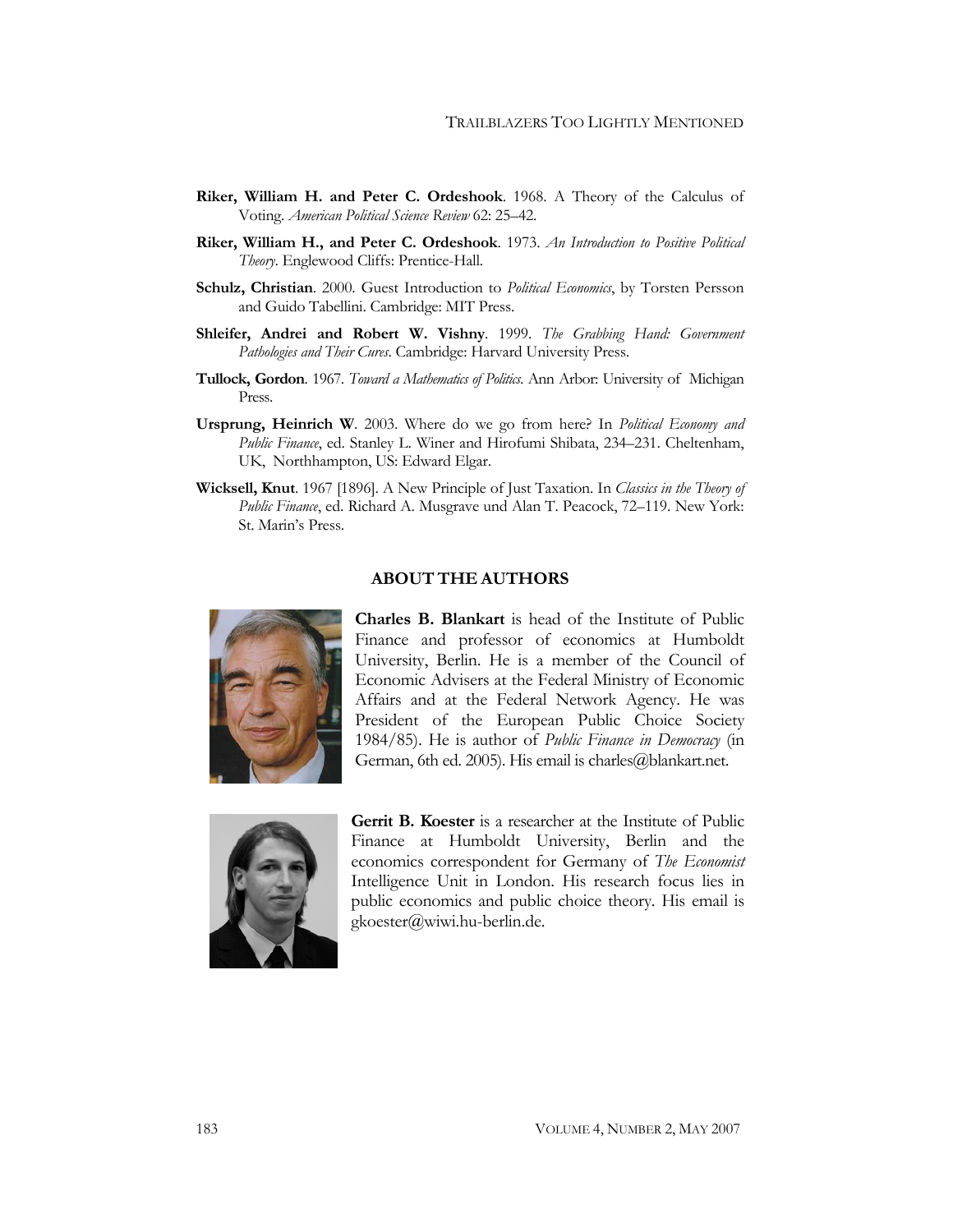**Riker, William H. and Peter C. Ordeshook**. 1968. A Theory of the Calculus of Voting. *American Political Science Review* 62: 25–42.

**Riker, William H., and Peter C. Ordeshook**. 1973. *An Introduction to Positive Political Theory*. Englewood Cliffs: Prentice-Hall.

**Schulz, Christian**. 2000. Guest Introduction to *Political Economics*, by Torsten Persson and Guido Tabellini. Cambridge: MIT Press.

**Shleifer, Andrei and Robert W. Vishny**. 1999. *The Grabbing Hand: Government Pathologies and Their Cures*. Cambridge: Harvard University Press.

**Tullock, Gordon**. 1967. *Toward a Mathematics of Politics.* Ann Arbor: University of Michigan Press.

**Ursprung, Heinrich W**. 2003. Where do we go from here? In *Political Economy and Public Finance*, ed. Stanley L. Winer and Hirofumi Shibata, 234–231. Cheltenham, UK, Northhampton, US: Edward Elgar.

**Wicksell, Knut**. 1967 [1896]. A New Principle of Just Taxation. In *Classics in the Theory of Public Finance*, ed. Richard A. Musgrave und Alan T. Peacock, 72–119. New York: St. Marin's Press.

## ABOUT THE AUTHORS

**Charles B. Blankart** is head of the Institute of Public Finance and professor of economics at Humboldt University, Berlin. He is a member of the Council of Economic Advisers at the Federal Ministry of Economic Affairs and at the Federal Network Agency. He was President of the European Public Choice Society 1984/85). He is author of *Public Finance in Democracy* (in German, 6th ed. 2005). His email is charles@blankart.net.

**Gerrit B. Koester** is a researcher at the Institute of Public Finance at Humboldt University, Berlin and the economics correspondent for Germany of *The Economist* Intelligence Unit in London. His research focus lies in public economics and public choice theory. His email is gkoester@wiwi.hu-berlin.de.